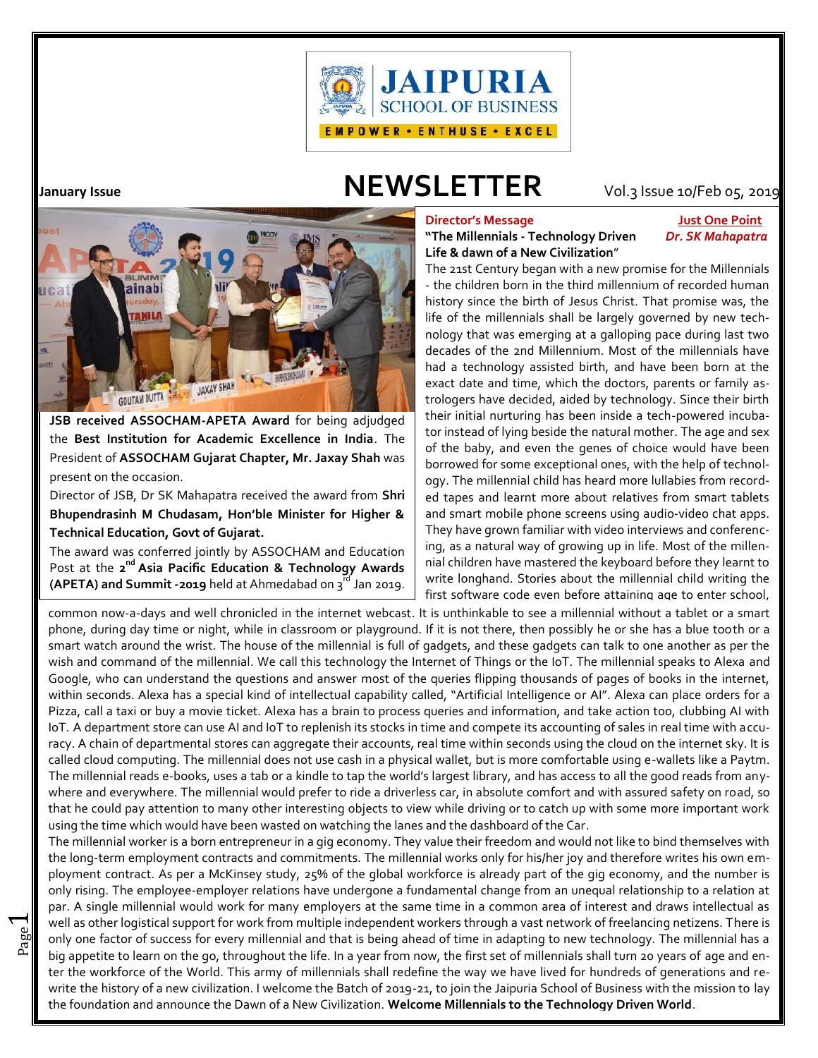# NEWSLETTER

**January Issue**

Vol.3 Issue 10/Feb 05, 2019

**JSB received ASSOCHAM-APETA Award** for being adjudged the **Best Institution for Academic Excellence in India**. The President of **ASSOCHAM Gujarat Chapter, Mr. Jaxay Shah** was present on the occasion.

Director of JSB, Dr SK Mahapatra received the award from **Shri Bhupendrasinh M Chudasam, Hon'ble Minister for Higher & Technical Education, Govt of Gujarat.**

The award was conferred jointly by ASSOCHAM and Education Post at the **2nd Asia Pacific Education & Technology Awards (APETA) and Summit -2019** held at Ahmedabad on 3rd Jan 2019.

## Director's Message

**Just One Point**

***Dr. SK Mahapatra***

**"The Millennials - Technology Driven Life & dawn of a New Civilization"**

The 21st Century began with a new promise for the Millennials - the children born in the third millennium of recorded human history since the birth of Jesus Christ. That promise was, the life of the millennials shall be largely governed by new technology that was emerging at a galloping pace during last two decades of the 2nd Millennium. Most of the millennials have had a technology assisted birth, and have been born at the exact date and time, which the doctors, parents or family astrologers have decided, aided by technology. Since their birth their initial nurturing has been inside a tech-powered incubator instead of lying beside the natural mother. The age and sex of the baby, and even the genes of choice would have been borrowed for some exceptional ones, with the help of technology. The millennial child has heard more lullabies from recorded tapes and learnt more about relatives from smart tablets and smart mobile phone screens using audio-video chat apps. They have grown familiar with video interviews and conferencing, as a natural way of growing up in life. Most of the millennial children have mastered the keyboard before they learnt to write longhand. Stories about the millennial child writing the first software code even before attaining age to enter school, common now-a-days and well chronicled in the internet webcast. It is unthinkable to see a millennial without a tablet or a smart phone, during day time or night, while in classroom or playground. If it is not there, then possibly he or she has a blue tooth or a smart watch around the wrist. The house of the millennial is full of gadgets, and these gadgets can talk to one another as per the wish and command of the millennial. We call this technology the Internet of Things or the IoT. The millennial speaks to Alexa and Google, who can understand the questions and answer most of the queries flipping thousands of pages of books in the internet, within seconds. Alexa has a special kind of intellectual capability called, "Artificial Intelligence or AI". Alexa can place orders for a Pizza, call a taxi or buy a movie ticket. Alexa has a brain to process queries and information, and take action too, clubbing AI with IoT. A department store can use AI and IoT to replenish its stocks in time and compete its accounting of sales in real time with accuracy. A chain of departmental stores can aggregate their accounts, real time within seconds using the cloud on the internet sky. It is called cloud computing. The millennial does not use cash in a physical wallet, but is more comfortable using e-wallets like a Paytm. The millennial reads e-books, uses a tab or a kindle to tap the world's largest library, and has access to all the good reads from anywhere and everywhere. The millennial would prefer to ride a driverless car, in absolute comfort and with assured safety on road, so that he could pay attention to many other interesting objects to view while driving or to catch up with some more important work using the time which would have been wasted on watching the lanes and the dashboard of the Car.

The millennial worker is a born entrepreneur in a gig economy. They value their freedom and would not like to bind themselves with the long-term employment contracts and commitments. The millennial works only for his/her joy and therefore writes his own employment contract. As per a McKinsey study, 25% of the global workforce is already part of the gig economy, and the number is only rising. The employee-employer relations have undergone a fundamental change from an unequal relationship to a relation at par. A single millennial would work for many employers at the same time in a common area of interest and draws intellectual as well as other logistical support for work from multiple independent workers through a vast network of freelancing netizens. There is only one factor of success for every millennial and that is being ahead of time in adapting to new technology. The millennial has a big appetite to learn on the go, throughout the life. In a year from now, the first set of millennials shall turn 20 years of age and enter the workforce of the World. This army of millennials shall redefine the way we have lived for hundreds of generations and rewrite the history of a new civilization. I welcome the Batch of 2019-21, to join the Jaipuria School of Business with the mission to lay the foundation and announce the Dawn of a New Civilization. **Welcome Millennials to the Technology Driven World**.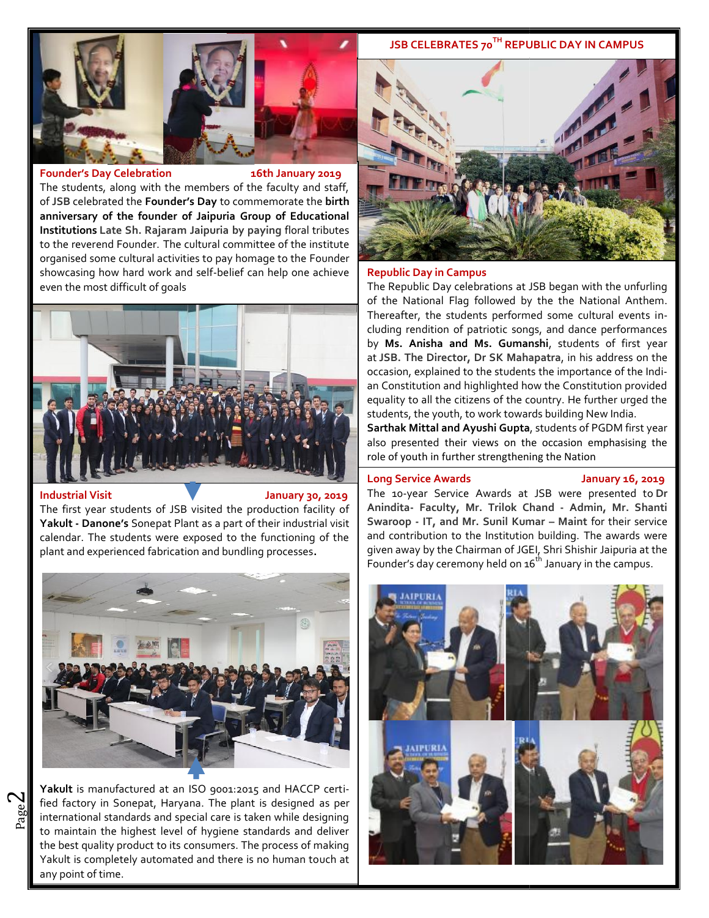**Founder's Day Celebration** **16th January 2019**

The students, along with the members of the faculty and staff, of **JSB** celebrated the **Founder's Day** to commemorate the **birth anniversary of the founder of Jaipuria Group of Educational Institutions Late Sh. Rajaram Jaipuria by paying** floral tributes to the reverend Founder. The cultural committee of the institute organised some cultural activities to pay homage to the Founder showcasing how hard work and self-belief can help one achieve even the most difficult of goals

**Industrial Visit** **January 30, 2019**

The first year students of JSB visited the production facility of **Yakult - Danone's** Sonepat Plant as a part of their industrial visit calendar. The students were exposed to the functioning of the plant and experienced fabrication and bundling processes**.**

**Yakult** is manufactured at an ISO 9001:2015 and HACCP certified factory in Sonepat, Haryana. The plant is designed as per international standards and special care is taken while designing to maintain the highest level of hygiene standards and deliver the best quality product to its consumers. The process of making Yakult is completely automated and there is no human touch at any point of time.

## JSB CELEBRATES 70TH REPUBLIC DAY IN CAMPUS

**Republic Day in Campus**

The Republic Day celebrations at JSB began with the unfurling of the National Flag followed by the the National Anthem. Thereafter, the students performed some cultural events including rendition of patriotic songs, and dance performances by **Ms. Anisha and Ms. Gumanshi**, students of first year at **JSB. The Director, Dr SK Mahapatra**, in his address on the occasion, explained to the students the importance of the Indian Constitution and highlighted how the Constitution provided equality to all the citizens of the country. He further urged the students, the youth, to work towards building New India.

**Sarthak Mittal and Ayushi Gupta**, students of PGDM first year also presented their views on the occasion emphasising the role of youth in further strengthening the Nation

**Long Service Awards** **January 16, 2019**

The 10-year Service Awards at JSB were presented to **Dr Anindita- Faculty, Mr. Trilok Chand - Admin, Mr. Shanti Swaroop - IT, and Mr. Sunil Kumar – Maint** for their service and contribution to the Institution building. The awards were given away by the Chairman of JGEI, Shri Shishir Jaipuria at the Founder's day ceremony held on 16th January in the campus.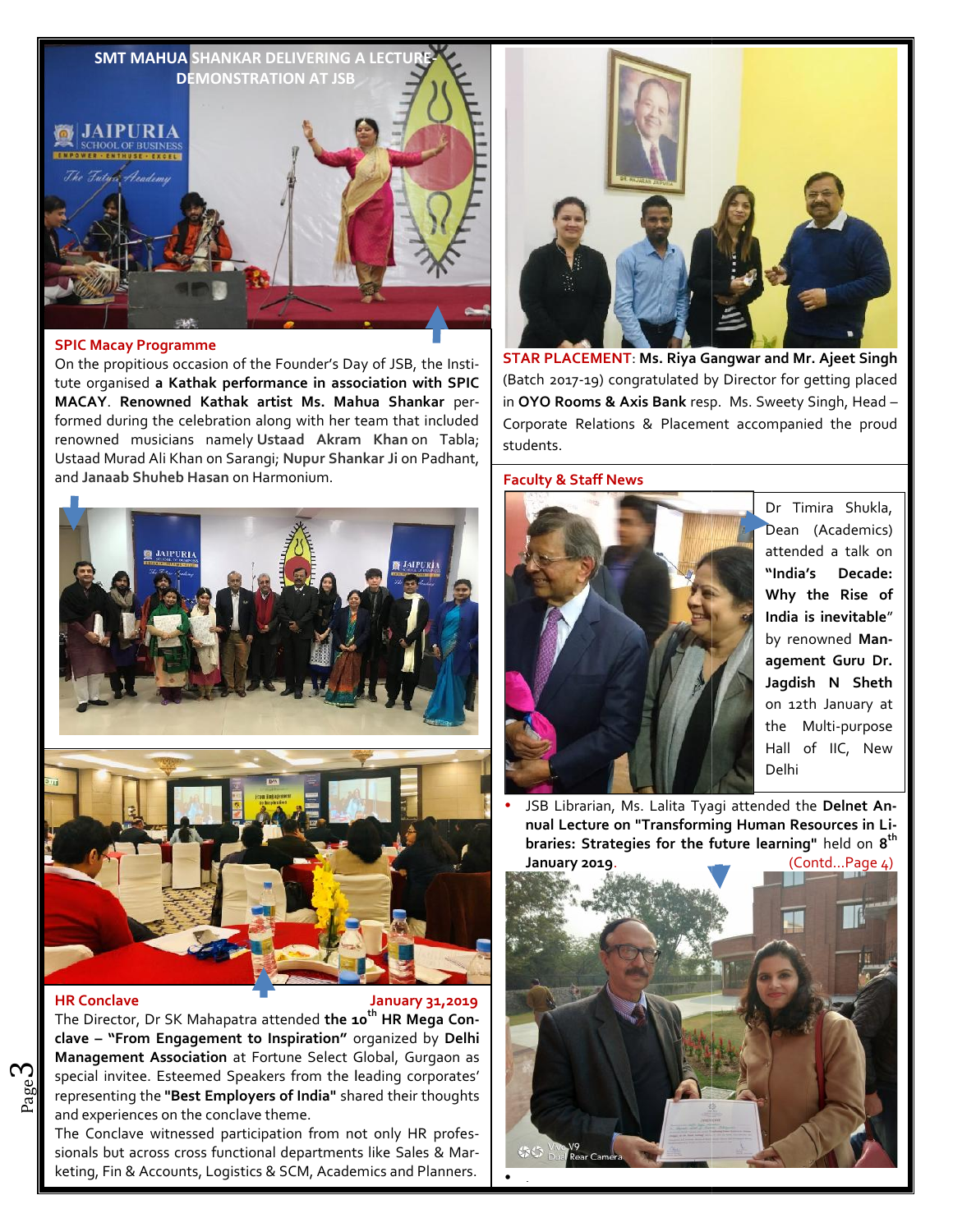SMT MAHUA SHANKAR DELIVERING A LECTURE-DEMONSTRATION AT JSB

### SPIC Macay Programme

On the propitious occasion of the Founder's Day of JSB, the Institute organised **a Kathak performance in association with SPIC MACAY**. **Renowned Kathak artist Ms. Mahua Shankar** performed during the celebration along with her team that included renowned musicians namely **Ustaad Akram Khan** on Tabla; Ustaad Murad Ali Khan on Sarangi; **Nupur Shankar Ji** on Padhant, and **Janaab Shuheb Hasan** on Harmonium.

### HR Conclave

January 31,2019

The Director, Dr SK Mahapatra attended **the 10th HR Mega Conclave – "From Engagement to Inspiration"** organized by **Delhi Management Association** at Fortune Select Global, Gurgaon as special invitee. Esteemed Speakers from the leading corporates' representing the **"Best Employers of India"** shared their thoughts and experiences on the conclave theme.

The Conclave witnessed participation from not only HR professionals but across cross functional departments like Sales & Marketing, Fin & Accounts, Logistics & SCM, Academics and Planners.

**STAR PLACEMENT**: **Ms. Riya Gangwar and Mr. Ajeet Singh** (Batch 2017-19) congratulated by Director for getting placed in **OYO Rooms & Axis Bank** resp. Ms. Sweety Singh, Head – Corporate Relations & Placement accompanied the proud students.

### Faculty & Staff News

Dr Timira Shukla, Dean (Academics) attended a talk on **"India's Decade: Why the Rise of India is inevitable"** by renowned **Management Guru Dr. Jagdish N Sheth** on 12th January at the Multi-purpose Hall of IIC, New Delhi

- JSB Librarian, Ms. Lalita Tyagi attended the **Delnet Annual Lecture on "Transforming Human Resources in Libraries: Strategies for the future learning"** held on **8th January 2019**.

(Contd...Page 4)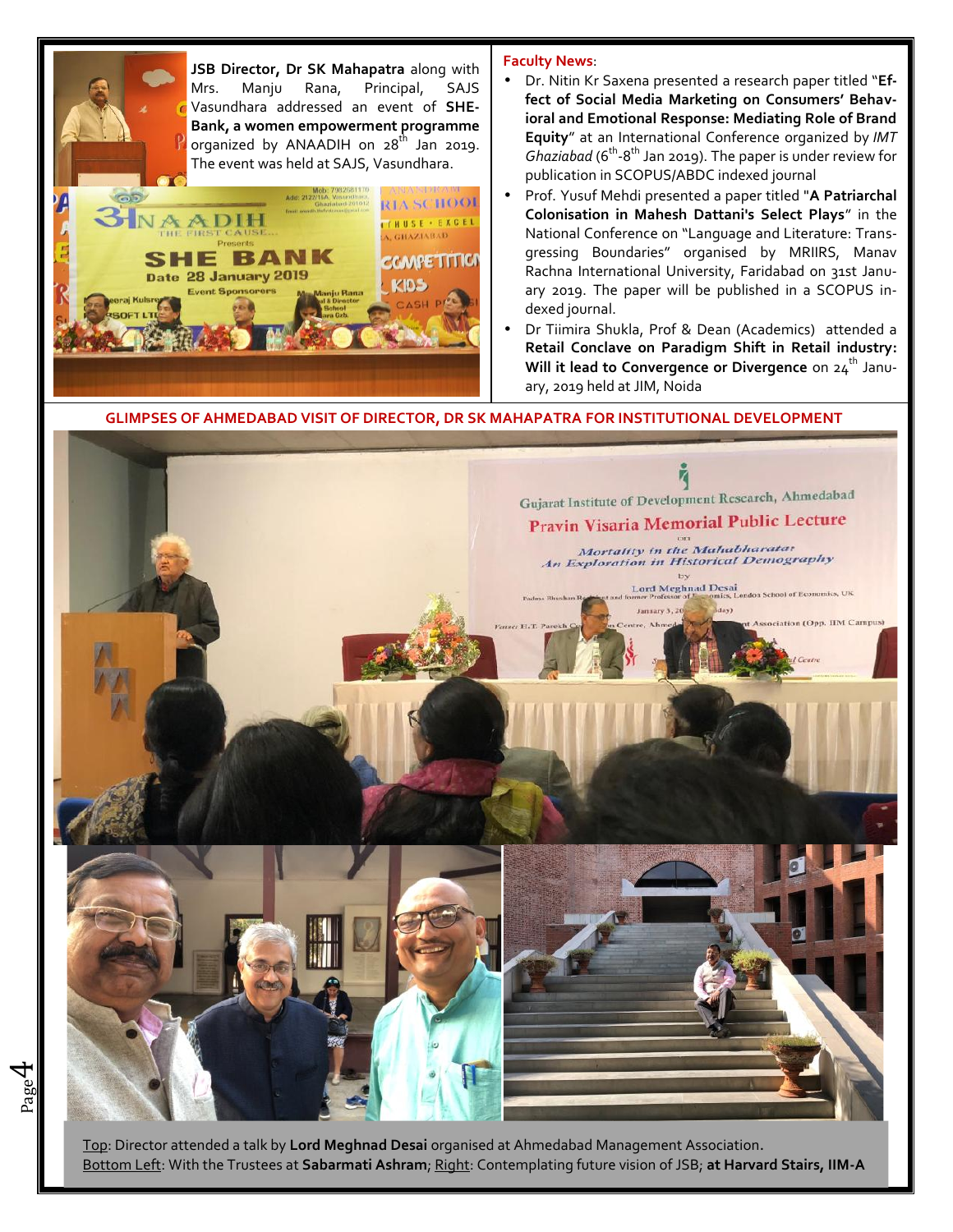**JSB Director, Dr SK Mahapatra** along with Mrs. Manju Rana, Principal, SAJS Vasundhara addressed an event of **SHE-Bank, a women empowerment programme** organized by ANAADIH on 28th Jan 2019. The event was held at SAJS, Vasundhara.

**Faculty News**:

- Dr. Nitin Kr Saxena presented a research paper titled "**Effect of Social Media Marketing on Consumers' Behavioral and Emotional Response: Mediating Role of Brand Equity**" at an International Conference organized by *IMT Ghaziabad* (6th-8th Jan 2019). The paper is under review for publication in SCOPUS/ABDC indexed journal
- Prof. Yusuf Mehdi presented a paper titled "**A Patriarchal Colonisation in Mahesh Dattani's Select Plays**" in the National Conference on "Language and Literature: Transgressing Boundaries" organised by MRIIRS, Manav Rachna International University, Faridabad on 31st January 2019. The paper will be published in a SCOPUS indexed journal.
- Dr Tiimira Shukla, Prof & Dean (Academics) attended a **Retail Conclave on Paradigm Shift in Retail industry: Will it lead to Convergence or Divergence** on 24th January, 2019 held at JIM, Noida

## GLIMPSES OF AHMEDABAD VISIT OF DIRECTOR, DR SK MAHAPATRA FOR INSTITUTIONAL DEVELOPMENT

Top: Director attended a talk by **Lord Meghnad Desai** organised at Ahmedabad Management Association.
Bottom Left: With the Trustees at **Sabarmati Ashram**; Right: Contemplating future vision of JSB; **at Harvard Stairs, IIM-A**